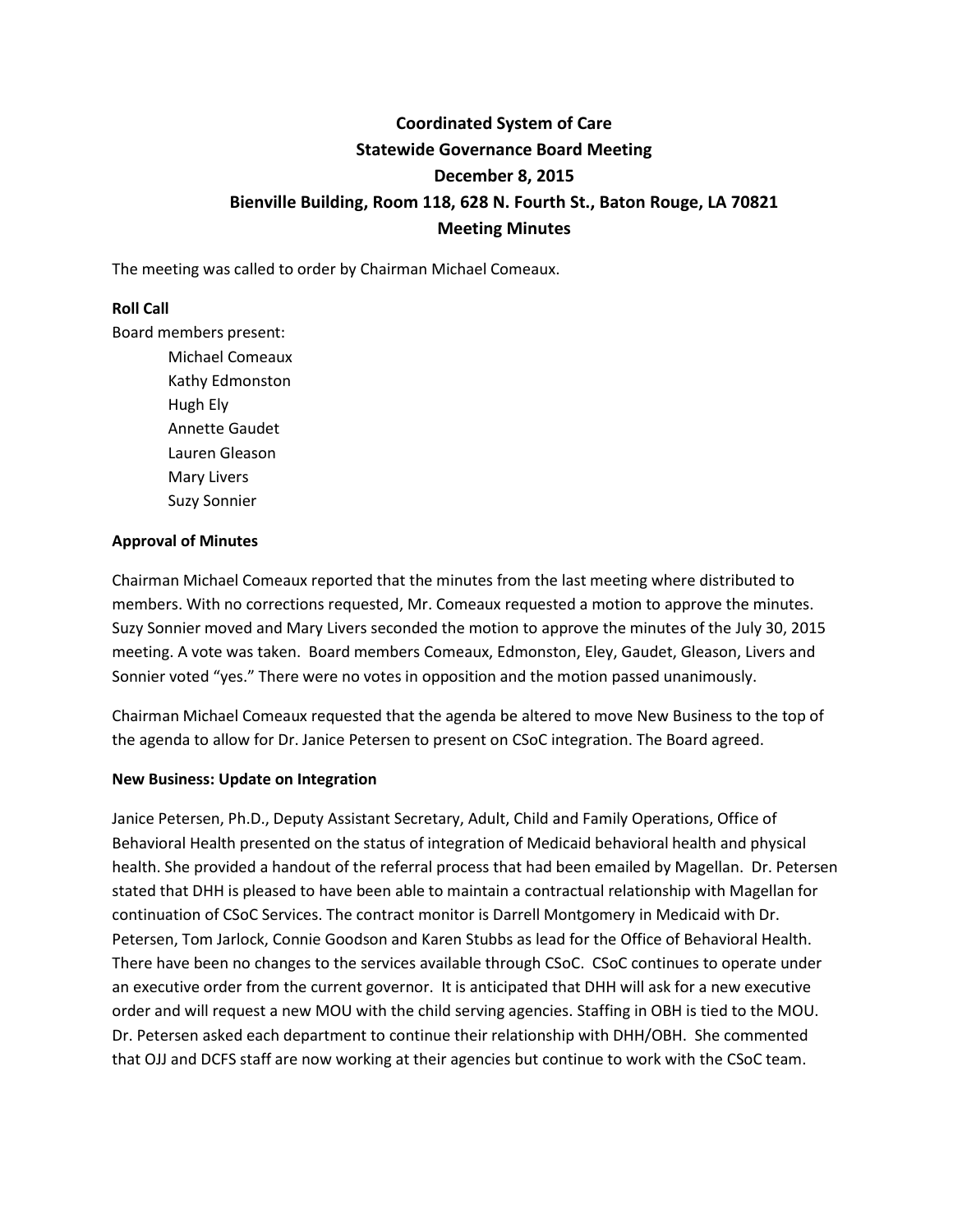# Coordinated System of Care
# Statewide Governance Board Meeting
# December 8, 2015
# Bienville Building, Room 118, 628 N. Fourth St., Baton Rouge, LA 70821
# Meeting Minutes

The meeting was called to order by Chairman Michael Comeaux.

**Roll Call**

Board members present:

- Michael Comeaux
- Kathy Edmonston
- Hugh Ely
- Annette Gaudet
- Lauren Gleason
- Mary Livers
- Suzy Sonnier

**Approval of Minutes**

Chairman Michael Comeaux reported that the minutes from the last meeting where distributed to members. With no corrections requested, Mr. Comeaux requested a motion to approve the minutes. Suzy Sonnier moved and Mary Livers seconded the motion to approve the minutes of the July 30, 2015 meeting. A vote was taken. Board members Comeaux, Edmonston, Eley, Gaudet, Gleason, Livers and Sonnier voted "yes." There were no votes in opposition and the motion passed unanimously.

Chairman Michael Comeaux requested that the agenda be altered to move New Business to the top of the agenda to allow for Dr. Janice Petersen to present on CSoC integration. The Board agreed.

**New Business: Update on Integration**

Janice Petersen, Ph.D., Deputy Assistant Secretary, Adult, Child and Family Operations, Office of Behavioral Health presented on the status of integration of Medicaid behavioral health and physical health. She provided a handout of the referral process that had been emailed by Magellan. Dr. Petersen stated that DHH is pleased to have been able to maintain a contractual relationship with Magellan for continuation of CSoC Services. The contract monitor is Darrell Montgomery in Medicaid with Dr. Petersen, Tom Jarlock, Connie Goodson and Karen Stubbs as lead for the Office of Behavioral Health. There have been no changes to the services available through CSoC. CSoC continues to operate under an executive order from the current governor. It is anticipated that DHH will ask for a new executive order and will request a new MOU with the child serving agencies. Staffing in OBH is tied to the MOU. Dr. Petersen asked each department to continue their relationship with DHH/OBH. She commented that OJJ and DCFS staff are now working at their agencies but continue to work with the CSoC team.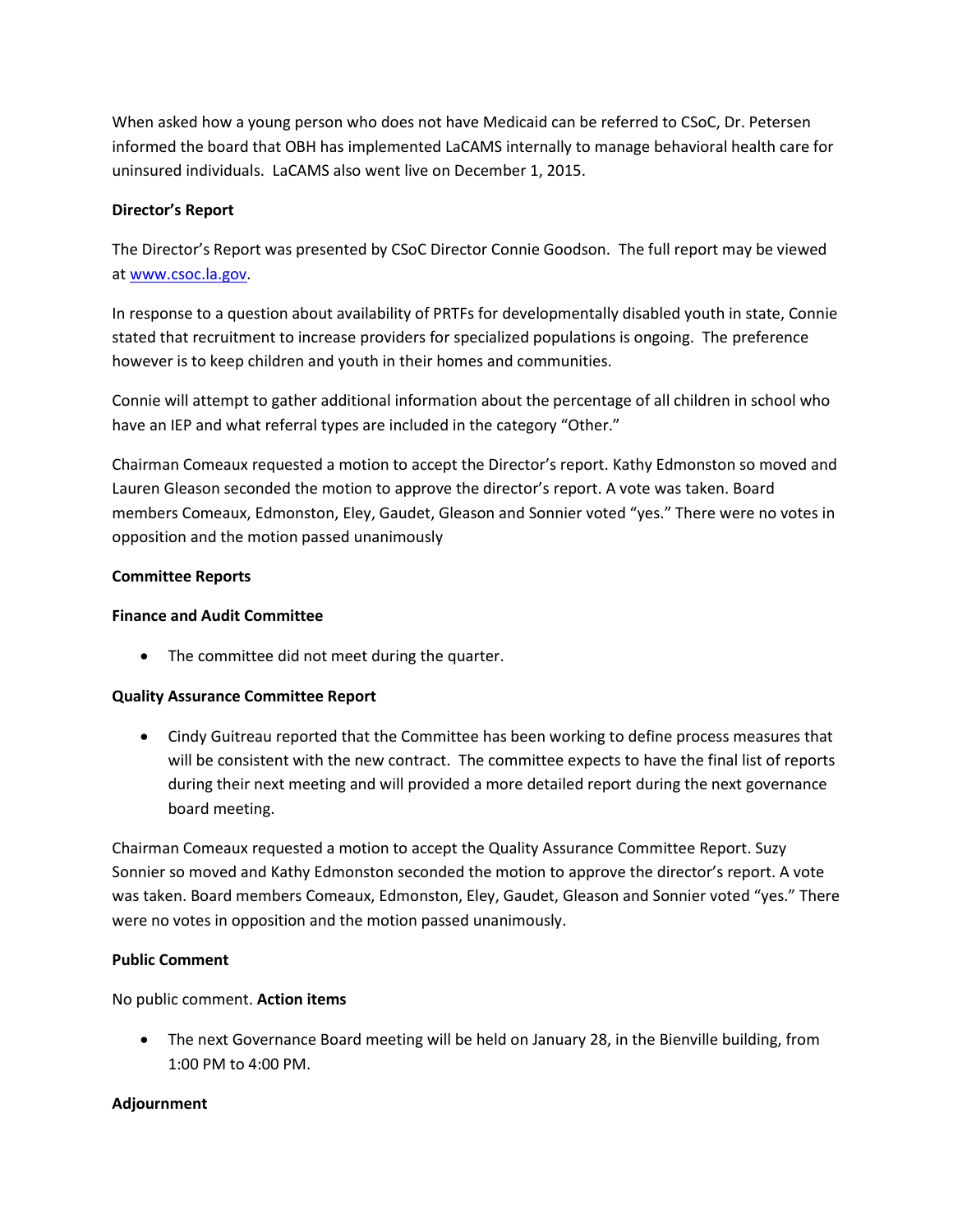When asked how a young person who does not have Medicaid can be referred to CSoC, Dr. Petersen informed the board that OBH has implemented LaCAMS internally to manage behavioral health care for uninsured individuals. LaCAMS also went live on December 1, 2015.

**Director's Report**

The Director's Report was presented by CSoC Director Connie Goodson. The full report may be viewed at www.csoc.la.gov.

In response to a question about availability of PRTFs for developmentally disabled youth in state, Connie stated that recruitment to increase providers for specialized populations is ongoing. The preference however is to keep children and youth in their homes and communities.

Connie will attempt to gather additional information about the percentage of all children in school who have an IEP and what referral types are included in the category "Other."

Chairman Comeaux requested a motion to accept the Director's report. Kathy Edmonston so moved and Lauren Gleason seconded the motion to approve the director's report. A vote was taken. Board members Comeaux, Edmonston, Eley, Gaudet, Gleason and Sonnier voted "yes." There were no votes in opposition and the motion passed unanimously

**Committee Reports**

**Finance and Audit Committee**

- The committee did not meet during the quarter.

**Quality Assurance Committee Report**

- Cindy Guitreau reported that the Committee has been working to define process measures that will be consistent with the new contract. The committee expects to have the final list of reports during their next meeting and will provided a more detailed report during the next governance board meeting.

Chairman Comeaux requested a motion to accept the Quality Assurance Committee Report. Suzy Sonnier so moved and Kathy Edmonston seconded the motion to approve the director's report. A vote was taken. Board members Comeaux, Edmonston, Eley, Gaudet, Gleason and Sonnier voted "yes." There were no votes in opposition and the motion passed unanimously.

**Public Comment**

No public comment. **Action items**

- The next Governance Board meeting will be held on January 28, in the Bienville building, from 1:00 PM to 4:00 PM.

**Adjournment**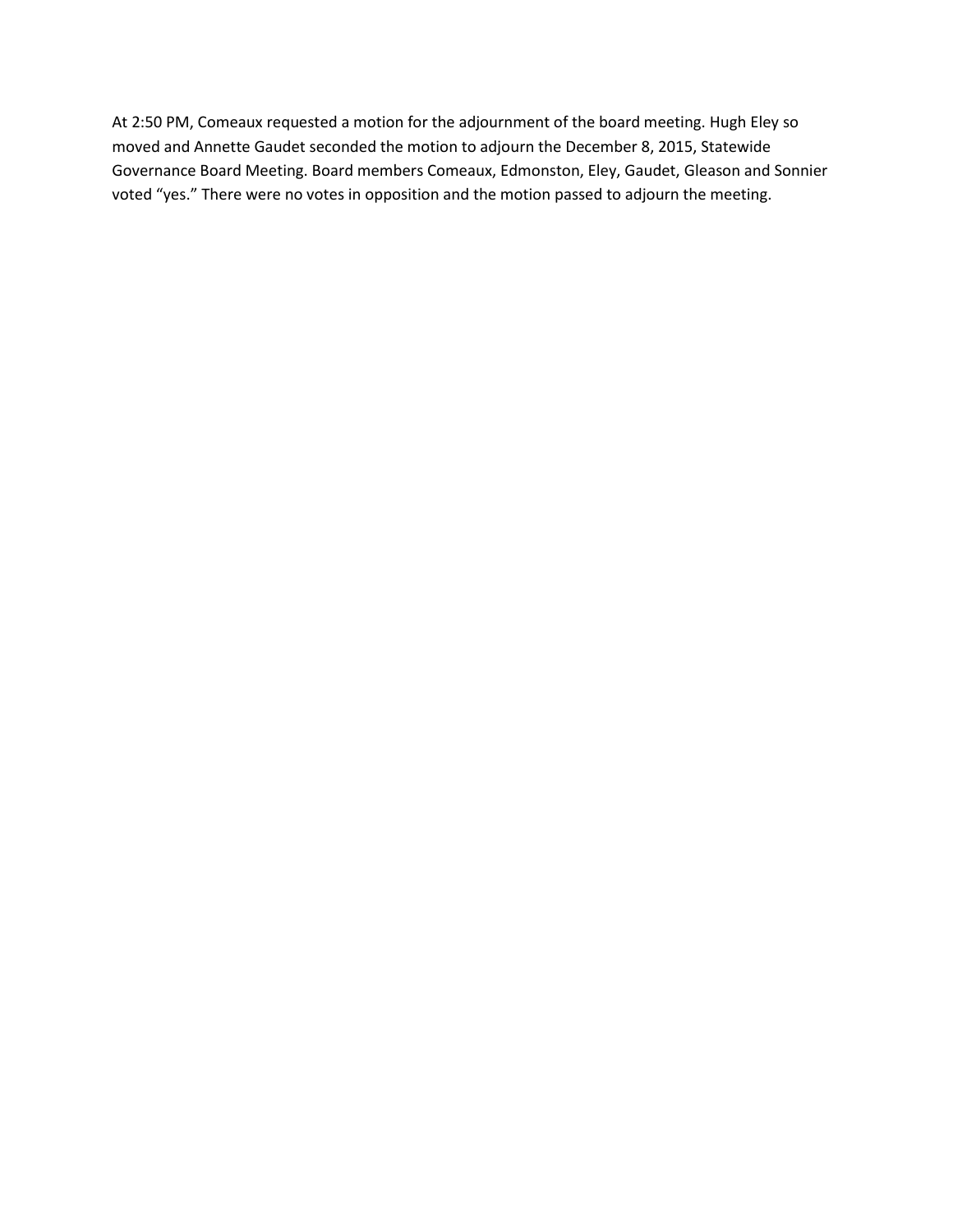At 2:50 PM, Comeaux requested a motion for the adjournment of the board meeting. Hugh Eley so moved and Annette Gaudet seconded the motion to adjourn the December 8, 2015, Statewide Governance Board Meeting. Board members Comeaux, Edmonston, Eley, Gaudet, Gleason and Sonnier voted "yes." There were no votes in opposition and the motion passed to adjourn the meeting.